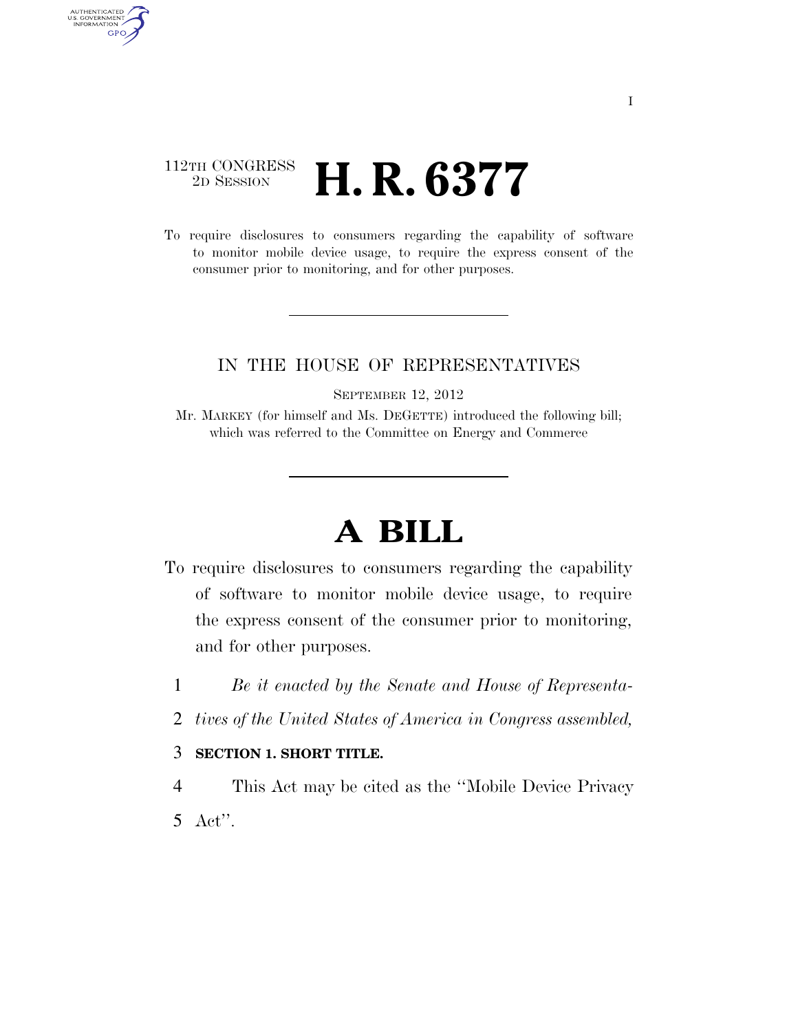112TH CONGRESS
2D SESSION

# H. R. 6377

To require disclosures to consumers regarding the capability of software to monitor mobile device usage, to require the express consent of the consumer prior to monitoring, and for other purposes.

---

IN THE HOUSE OF REPRESENTATIVES

SEPTEMBER 12, 2012

Mr. MARKEY (for himself and Ms. DEGETTE) introduced the following bill; which was referred to the Committee on Energy and Commerce

---

# A BILL

To require disclosures to consumers regarding the capability of software to monitor mobile device usage, to require the express consent of the consumer prior to monitoring, and for other purposes.

1 *Be it enacted by the Senate and House of Representa-*
2 *tives of the United States of America in Congress assembled,*

3 **SECTION 1. SHORT TITLE.**

4 This Act may be cited as the "Mobile Device Privacy
5 Act".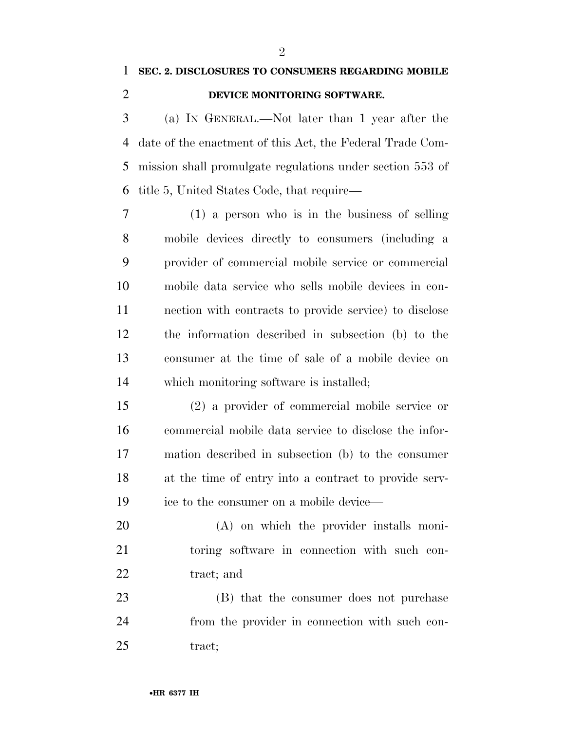## SEC. 2. DISCLOSURES TO CONSUMERS REGARDING MOBILE DEVICE MONITORING SOFTWARE.

(a) IN GENERAL.—Not later than 1 year after the date of the enactment of this Act, the Federal Trade Commission shall promulgate regulations under section 553 of title 5, United States Code, that require—

(1) a person who is in the business of selling mobile devices directly to consumers (including a provider of commercial mobile service or commercial mobile data service who sells mobile devices in connection with contracts to provide service) to disclose the information described in subsection (b) to the consumer at the time of sale of a mobile device on which monitoring software is installed;

(2) a provider of commercial mobile service or commercial mobile data service to disclose the information described in subsection (b) to the consumer at the time of entry into a contract to provide service to the consumer on a mobile device—

(A) on which the provider installs monitoring software in connection with such contract; and

(B) that the consumer does not purchase from the provider in connection with such contract;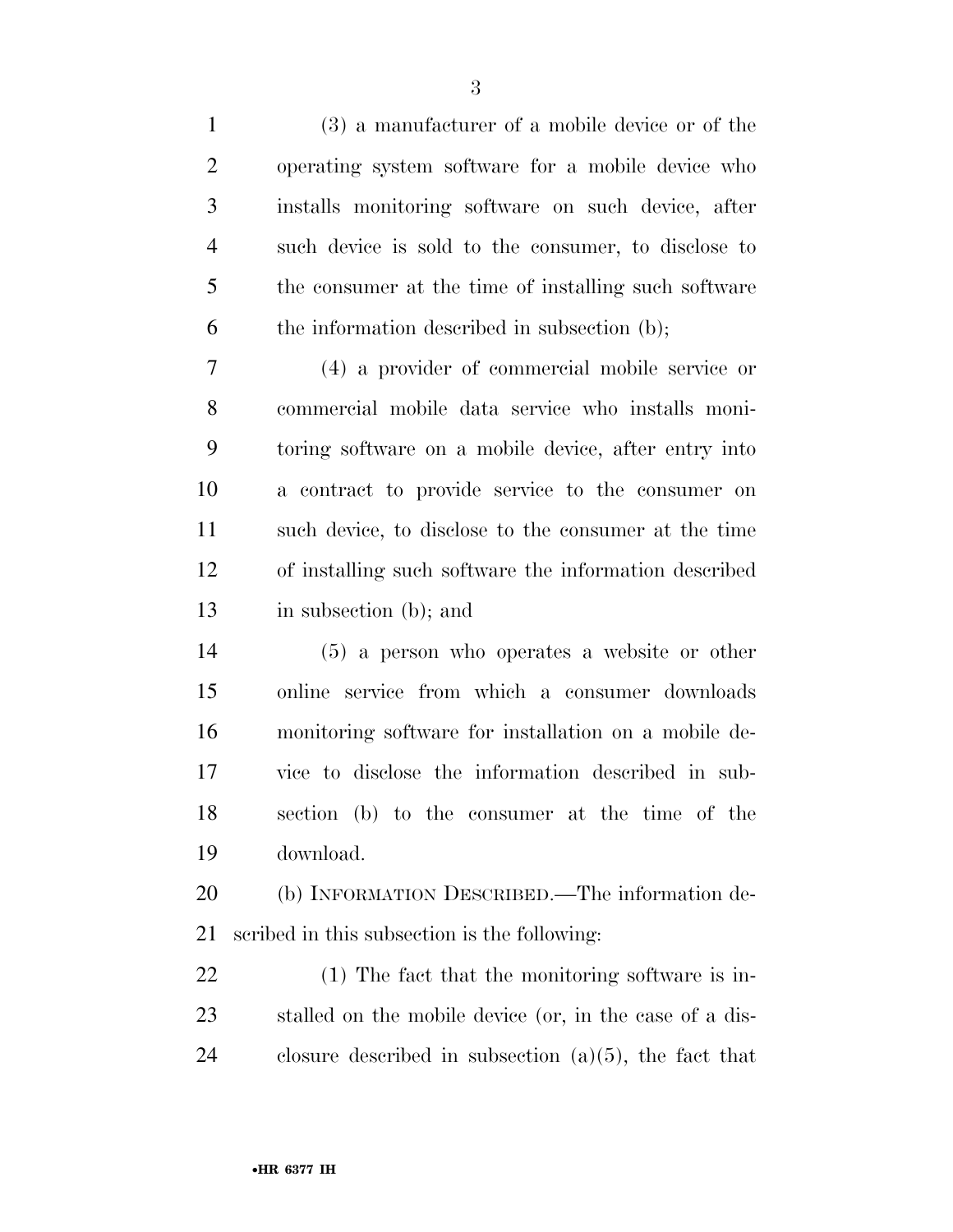(3) a manufacturer of a mobile device or of the operating system software for a mobile device who installs monitoring software on such device, after such device is sold to the consumer, to disclose to the consumer at the time of installing such software the information described in subsection (b);

(4) a provider of commercial mobile service or commercial mobile data service who installs monitoring software on a mobile device, after entry into a contract to provide service to the consumer on such device, to disclose to the consumer at the time of installing such software the information described in subsection (b); and

(5) a person who operates a website or other online service from which a consumer downloads monitoring software for installation on a mobile device to disclose the information described in subsection (b) to the consumer at the time of the download.

(b) INFORMATION DESCRIBED.—The information described in this subsection is the following:

(1) The fact that the monitoring software is installed on the mobile device (or, in the case of a disclosure described in subsection (a)(5), the fact that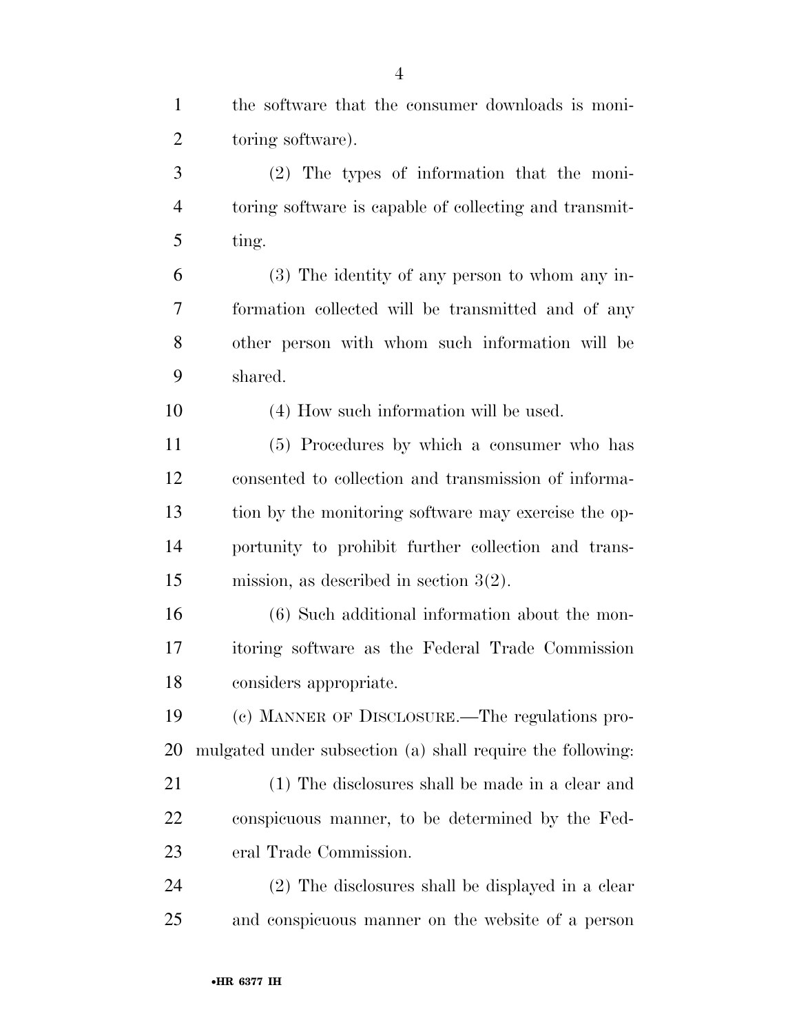the software that the consumer downloads is monitoring software).

(2) The types of information that the monitoring software is capable of collecting and transmitting.

(3) The identity of any person to whom any information collected will be transmitted and of any other person with whom such information will be shared.

(4) How such information will be used.

(5) Procedures by which a consumer who has consented to collection and transmission of information by the monitoring software may exercise the opportunity to prohibit further collection and transmission, as described in section 3(2).

(6) Such additional information about the monitoring software as the Federal Trade Commission considers appropriate.

(c) MANNER OF DISCLOSURE.—The regulations promulgated under subsection (a) shall require the following:

(1) The disclosures shall be made in a clear and conspicuous manner, to be determined by the Federal Trade Commission.

(2) The disclosures shall be displayed in a clear and conspicuous manner on the website of a person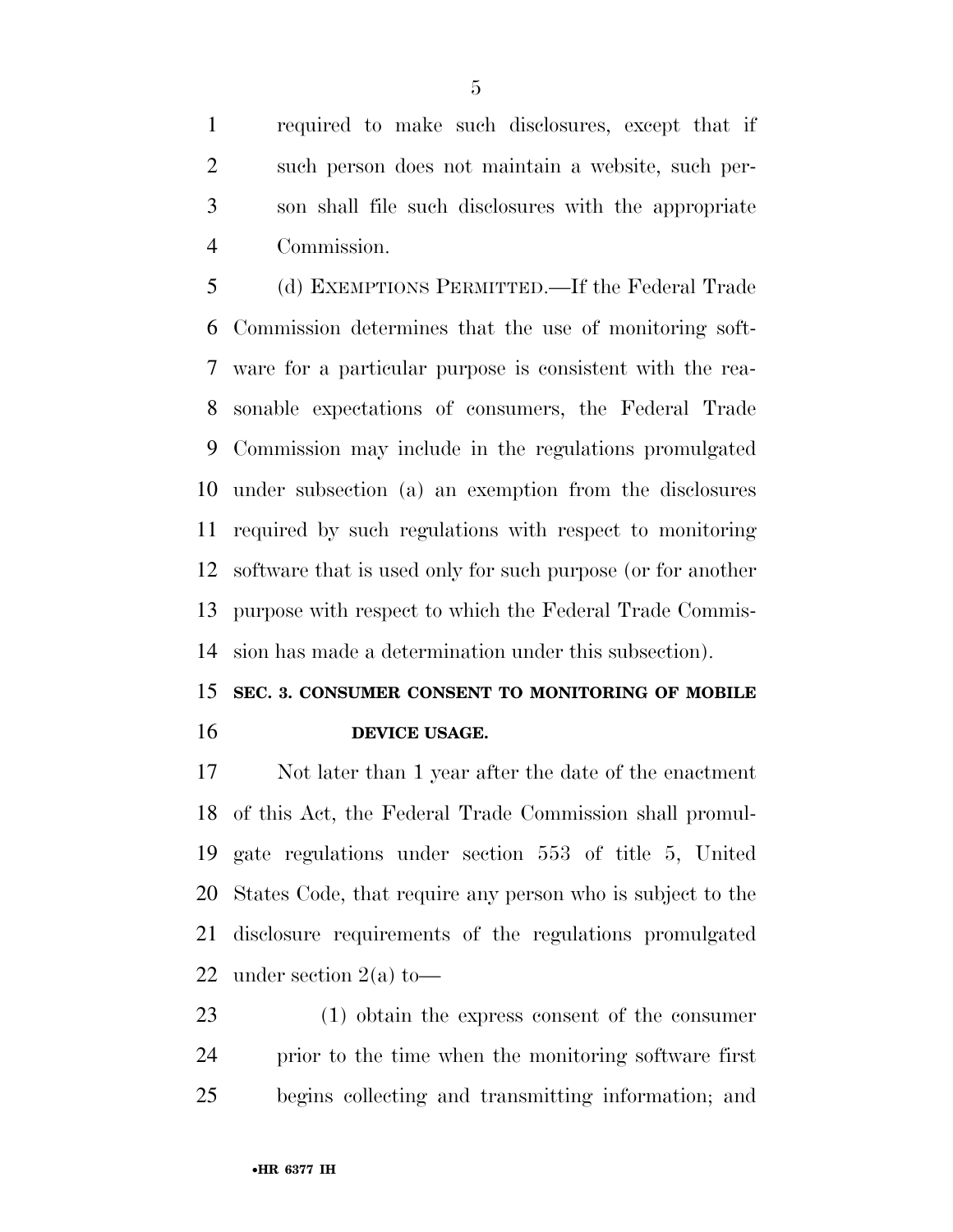required to make such disclosures, except that if such person does not maintain a website, such person shall file such disclosures with the appropriate Commission.

(d) EXEMPTIONS PERMITTED.—If the Federal Trade Commission determines that the use of monitoring software for a particular purpose is consistent with the reasonable expectations of consumers, the Federal Trade Commission may include in the regulations promulgated under subsection (a) an exemption from the disclosures required by such regulations with respect to monitoring software that is used only for such purpose (or for another purpose with respect to which the Federal Trade Commission has made a determination under this subsection).

## SEC. 3. CONSUMER CONSENT TO MONITORING OF MOBILE DEVICE USAGE.

Not later than 1 year after the date of the enactment of this Act, the Federal Trade Commission shall promulgate regulations under section 553 of title 5, United States Code, that require any person who is subject to the disclosure requirements of the regulations promulgated under section 2(a) to—

(1) obtain the express consent of the consumer prior to the time when the monitoring software first begins collecting and transmitting information; and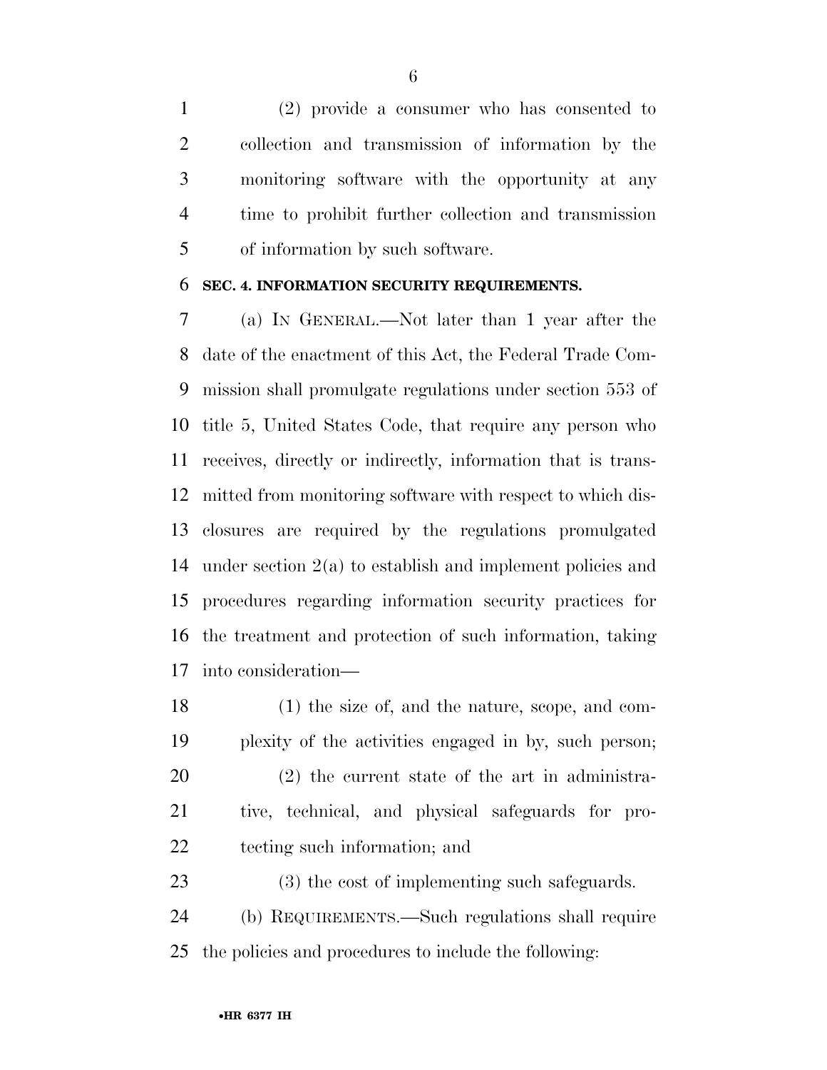(2) provide a consumer who has consented to collection and transmission of information by the monitoring software with the opportunity at any time to prohibit further collection and transmission of information by such software.

**SEC. 4. INFORMATION SECURITY REQUIREMENTS.**

(a) IN GENERAL.—Not later than 1 year after the date of the enactment of this Act, the Federal Trade Commission shall promulgate regulations under section 553 of title 5, United States Code, that require any person who receives, directly or indirectly, information that is transmitted from monitoring software with respect to which disclosures are required by the regulations promulgated under section 2(a) to establish and implement policies and procedures regarding information security practices for the treatment and protection of such information, taking into consideration—

(1) the size of, and the nature, scope, and complexity of the activities engaged in by, such person;

(2) the current state of the art in administrative, technical, and physical safeguards for protecting such information; and

(3) the cost of implementing such safeguards.

(b) REQUIREMENTS.—Such regulations shall require the policies and procedures to include the following: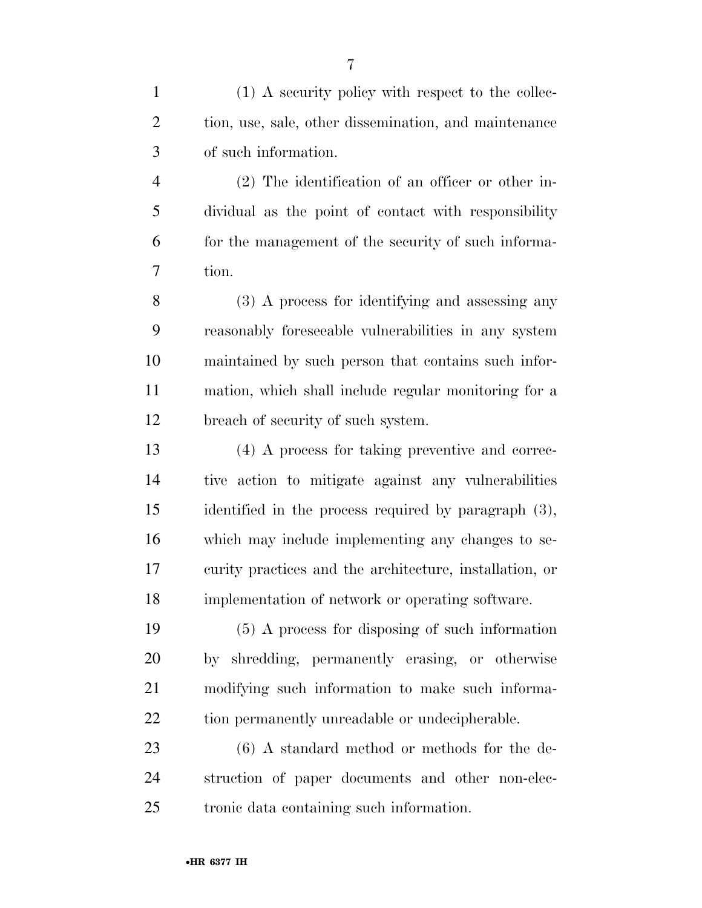(1) A security policy with respect to the collection, use, sale, other dissemination, and maintenance of such information.

(2) The identification of an officer or other individual as the point of contact with responsibility for the management of the security of such information.

(3) A process for identifying and assessing any reasonably foreseeable vulnerabilities in any system maintained by such person that contains such information, which shall include regular monitoring for a breach of security of such system.

(4) A process for taking preventive and corrective action to mitigate against any vulnerabilities identified in the process required by paragraph (3), which may include implementing any changes to security practices and the architecture, installation, or implementation of network or operating software.

(5) A process for disposing of such information by shredding, permanently erasing, or otherwise modifying such information to make such information permanently unreadable or undecipherable.

(6) A standard method or methods for the destruction of paper documents and other non-electronic data containing such information.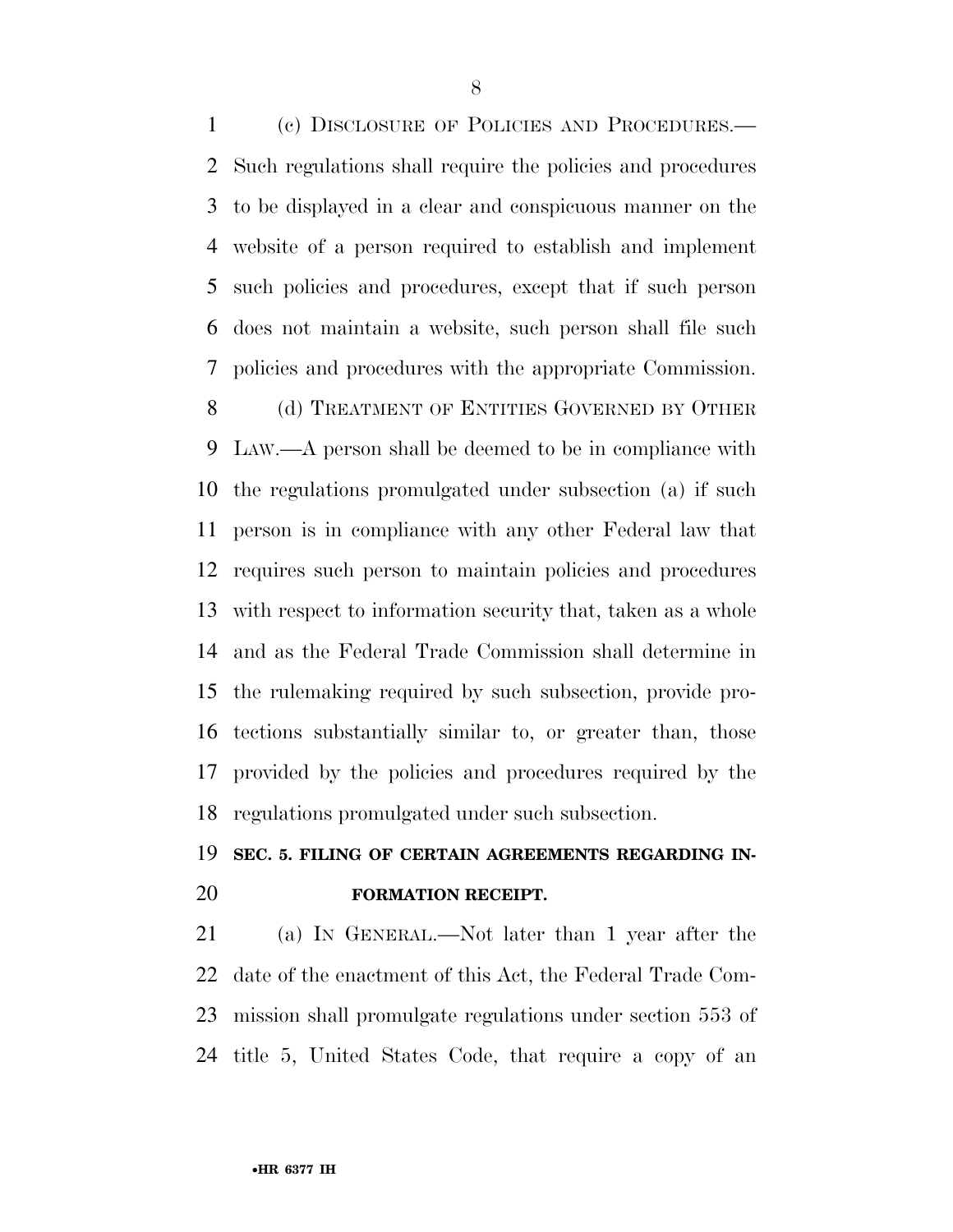(c) DISCLOSURE OF POLICIES AND PROCEDURES.—Such regulations shall require the policies and procedures to be displayed in a clear and conspicuous manner on the website of a person required to establish and implement such policies and procedures, except that if such person does not maintain a website, such person shall file such policies and procedures with the appropriate Commission.

(d) TREATMENT OF ENTITIES GOVERNED BY OTHER LAW.—A person shall be deemed to be in compliance with the regulations promulgated under subsection (a) if such person is in compliance with any other Federal law that requires such person to maintain policies and procedures with respect to information security that, taken as a whole and as the Federal Trade Commission shall determine in the rulemaking required by such subsection, provide protections substantially similar to, or greater than, those provided by the policies and procedures required by the regulations promulgated under such subsection.

## SEC. 5. FILING OF CERTAIN AGREEMENTS REGARDING INFORMATION RECEIPT.

(a) IN GENERAL.—Not later than 1 year after the date of the enactment of this Act, the Federal Trade Commission shall promulgate regulations under section 553 of title 5, United States Code, that require a copy of an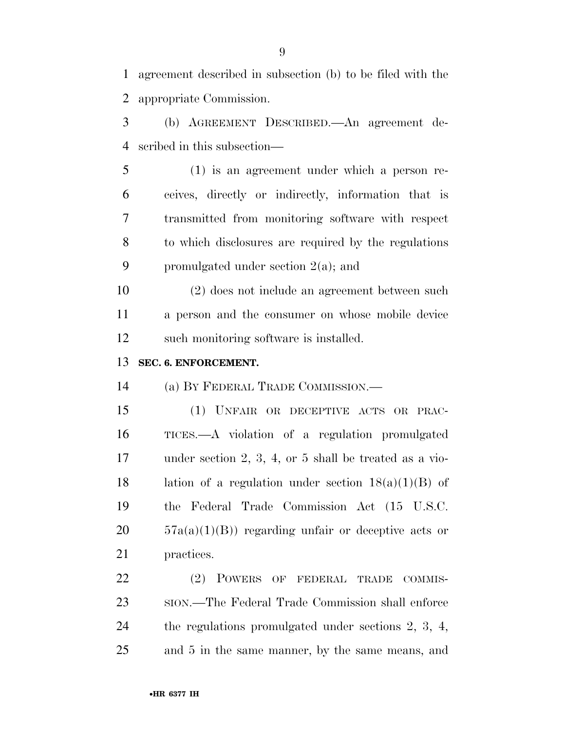agreement described in subsection (b) to be filed with the appropriate Commission.

(b) AGREEMENT DESCRIBED.—An agreement described in this subsection—

(1) is an agreement under which a person receives, directly or indirectly, information that is transmitted from monitoring software with respect to which disclosures are required by the regulations promulgated under section 2(a); and

(2) does not include an agreement between such a person and the consumer on whose mobile device such monitoring software is installed.

**SEC. 6. ENFORCEMENT.**

(a) BY FEDERAL TRADE COMMISSION.—

(1) UNFAIR OR DECEPTIVE ACTS OR PRACTICES.—A violation of a regulation promulgated under section 2, 3, 4, or 5 shall be treated as a violation of a regulation under section 18(a)(1)(B) of the Federal Trade Commission Act (15 U.S.C. 57a(a)(1)(B)) regarding unfair or deceptive acts or practices.

(2) POWERS OF FEDERAL TRADE COMMISSION.—The Federal Trade Commission shall enforce the regulations promulgated under sections 2, 3, 4, and 5 in the same manner, by the same means, and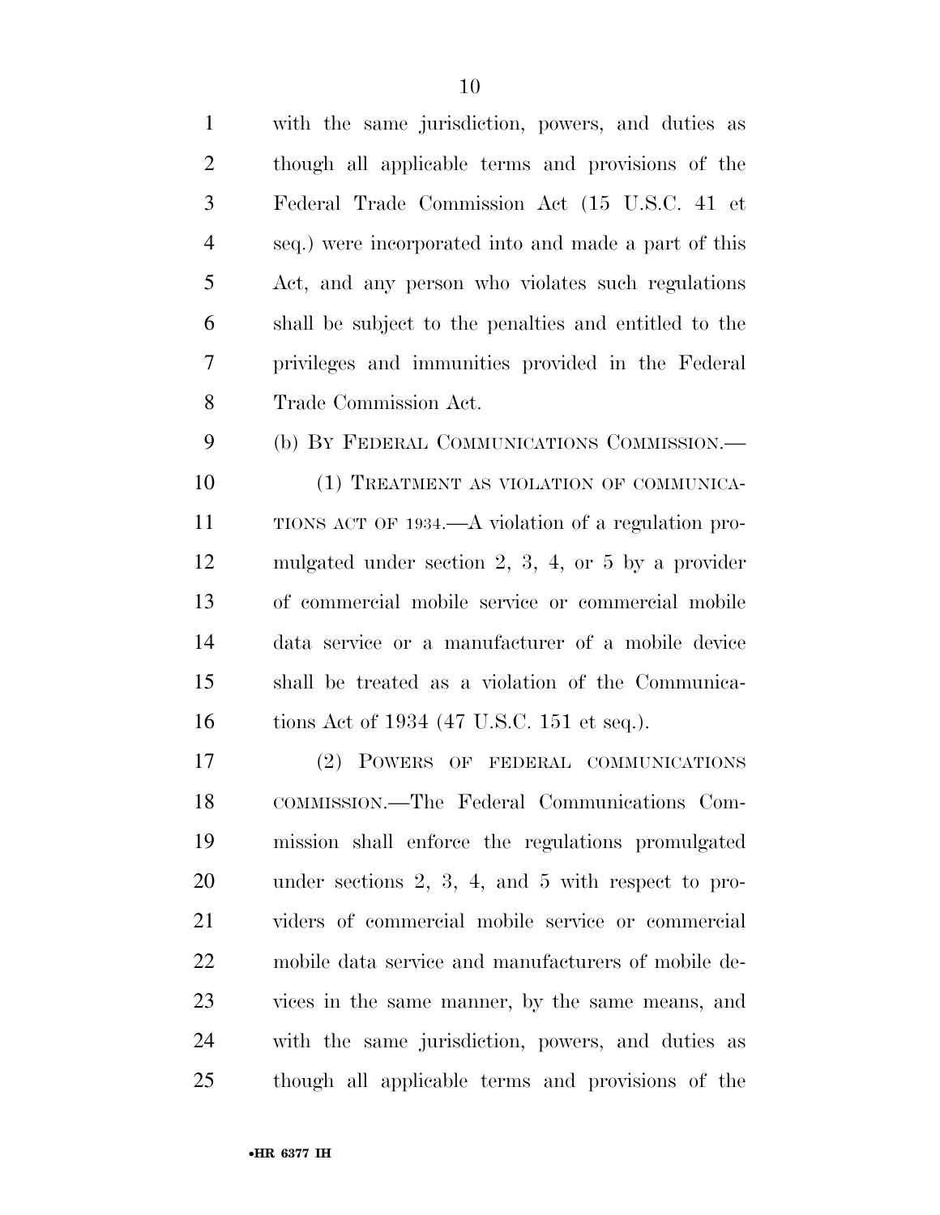with the same jurisdiction, powers, and duties as though all applicable terms and provisions of the Federal Trade Commission Act (15 U.S.C. 41 et seq.) were incorporated into and made a part of this Act, and any person who violates such regulations shall be subject to the penalties and entitled to the privileges and immunities provided in the Federal Trade Commission Act.

(b) BY FEDERAL COMMUNICATIONS COMMISSION.—

(1) TREATMENT AS VIOLATION OF COMMUNICATIONS ACT OF 1934.—A violation of a regulation promulgated under section 2, 3, 4, or 5 by a provider of commercial mobile service or commercial mobile data service or a manufacturer of a mobile device shall be treated as a violation of the Communications Act of 1934 (47 U.S.C. 151 et seq.).

(2) POWERS OF FEDERAL COMMUNICATIONS COMMISSION.—The Federal Communications Commission shall enforce the regulations promulgated under sections 2, 3, 4, and 5 with respect to providers of commercial mobile service or commercial mobile data service and manufacturers of mobile devices in the same manner, by the same means, and with the same jurisdiction, powers, and duties as though all applicable terms and provisions of the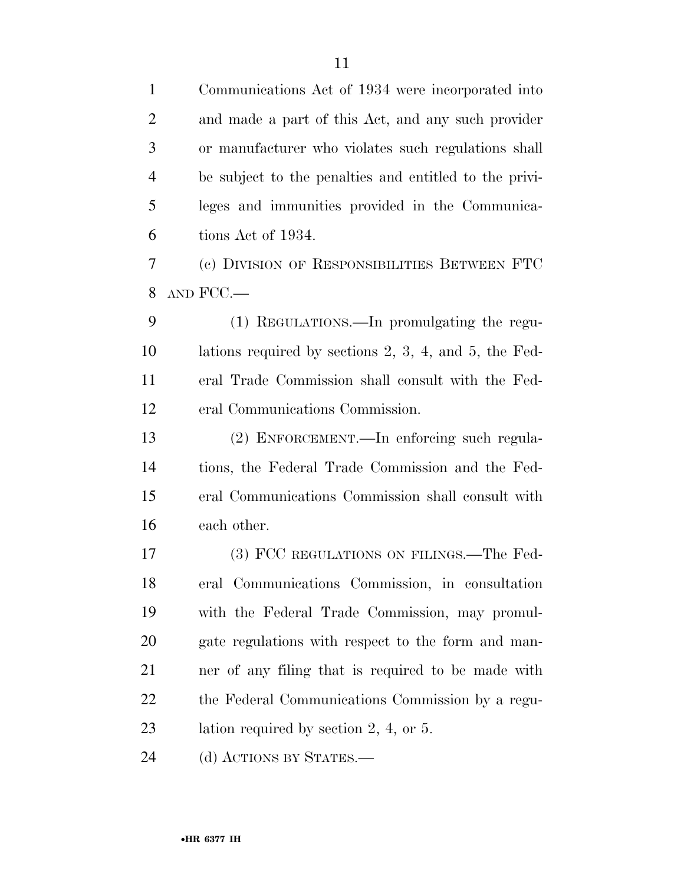Communications Act of 1934 were incorporated into and made a part of this Act, and any such provider or manufacturer who violates such regulations shall be subject to the penalties and entitled to the privileges and immunities provided in the Communications Act of 1934.

(c) DIVISION OF RESPONSIBILITIES BETWEEN FTC AND FCC.—

(1) REGULATIONS.—In promulgating the regulations required by sections 2, 3, 4, and 5, the Federal Trade Commission shall consult with the Federal Communications Commission.

(2) ENFORCEMENT.—In enforcing such regulations, the Federal Trade Commission and the Federal Communications Commission shall consult with each other.

(3) FCC REGULATIONS ON FILINGS.—The Federal Communications Commission, in consultation with the Federal Trade Commission, may promulgate regulations with respect to the form and manner of any filing that is required to be made with the Federal Communications Commission by a regulation required by section 2, 4, or 5.

(d) ACTIONS BY STATES.—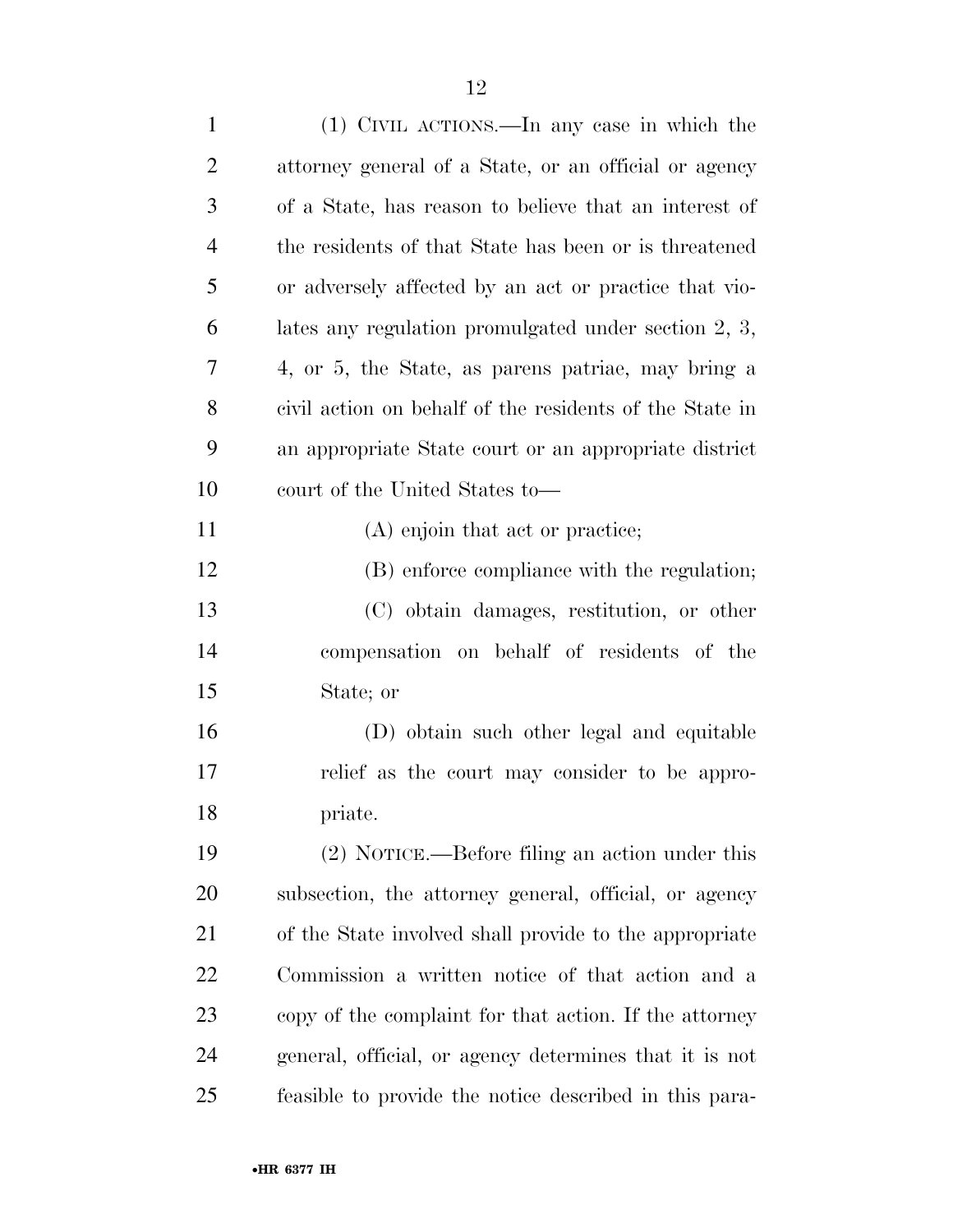(1) CIVIL ACTIONS.—In any case in which the attorney general of a State, or an official or agency of a State, has reason to believe that an interest of the residents of that State has been or is threatened or adversely affected by an act or practice that violates any regulation promulgated under section 2, 3, 4, or 5, the State, as parens patriae, may bring a civil action on behalf of the residents of the State in an appropriate State court or an appropriate district court of the United States to—

(A) enjoin that act or practice;

(B) enforce compliance with the regulation;

(C) obtain damages, restitution, or other compensation on behalf of residents of the State; or

(D) obtain such other legal and equitable relief as the court may consider to be appropriate.

(2) NOTICE.—Before filing an action under this subsection, the attorney general, official, or agency of the State involved shall provide to the appropriate Commission a written notice of that action and a copy of the complaint for that action. If the attorney general, official, or agency determines that it is not feasible to provide the notice described in this para-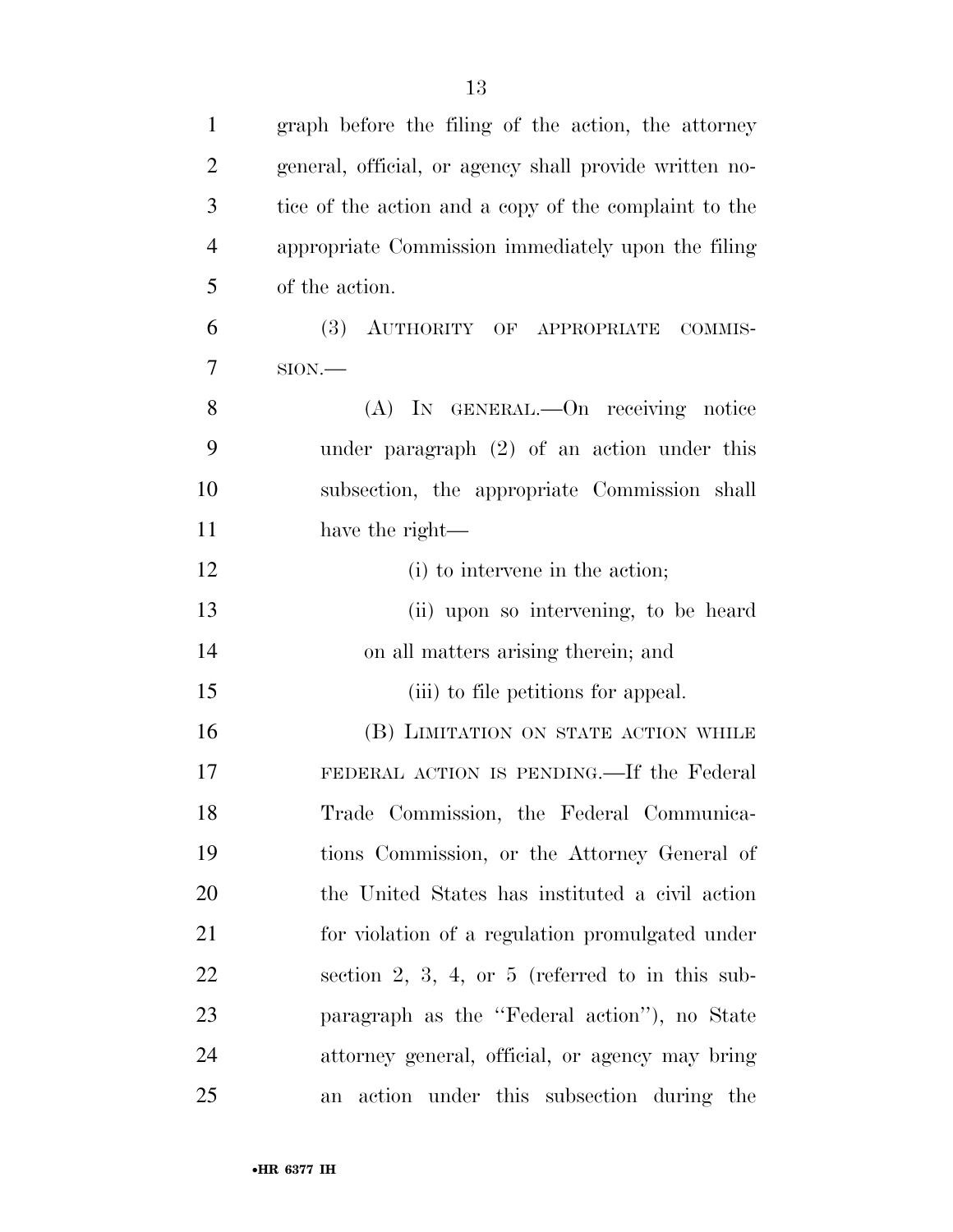graph before the filing of the action, the attorney general, official, or agency shall provide written notice of the action and a copy of the complaint to the appropriate Commission immediately upon the filing of the action.

(3) AUTHORITY OF APPROPRIATE COMMISSION.—

(A) IN GENERAL.—On receiving notice under paragraph (2) of an action under this subsection, the appropriate Commission shall have the right—

(i) to intervene in the action;

(ii) upon so intervening, to be heard on all matters arising therein; and

(iii) to file petitions for appeal.

(B) LIMITATION ON STATE ACTION WHILE FEDERAL ACTION IS PENDING.—If the Federal Trade Commission, the Federal Communications Commission, or the Attorney General of the United States has instituted a civil action for violation of a regulation promulgated under section 2, 3, 4, or 5 (referred to in this subparagraph as the ''Federal action''), no State attorney general, official, or agency may bring an action under this subsection during the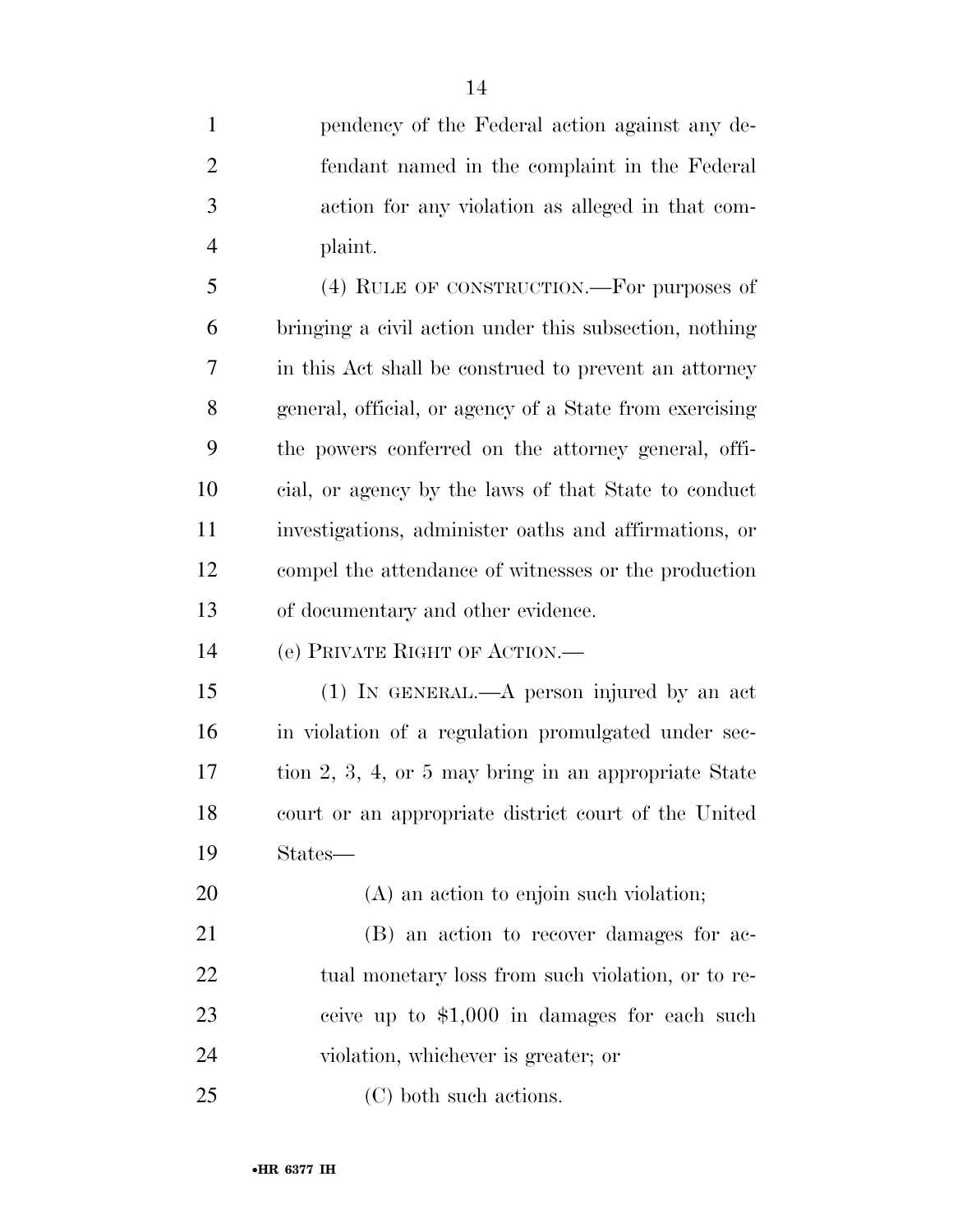pendency of the Federal action against any defendant named in the complaint in the Federal action for any violation as alleged in that complaint.

(4) RULE OF CONSTRUCTION.—For purposes of bringing a civil action under this subsection, nothing in this Act shall be construed to prevent an attorney general, official, or agency of a State from exercising the powers conferred on the attorney general, official, or agency by the laws of that State to conduct investigations, administer oaths and affirmations, or compel the attendance of witnesses or the production of documentary and other evidence.

(e) PRIVATE RIGHT OF ACTION.—

(1) IN GENERAL.—A person injured by an act in violation of a regulation promulgated under section 2, 3, 4, or 5 may bring in an appropriate State court or an appropriate district court of the United States—

(A) an action to enjoin such violation;

(B) an action to recover damages for actual monetary loss from such violation, or to receive up to $1,000 in damages for each such violation, whichever is greater; or

(C) both such actions.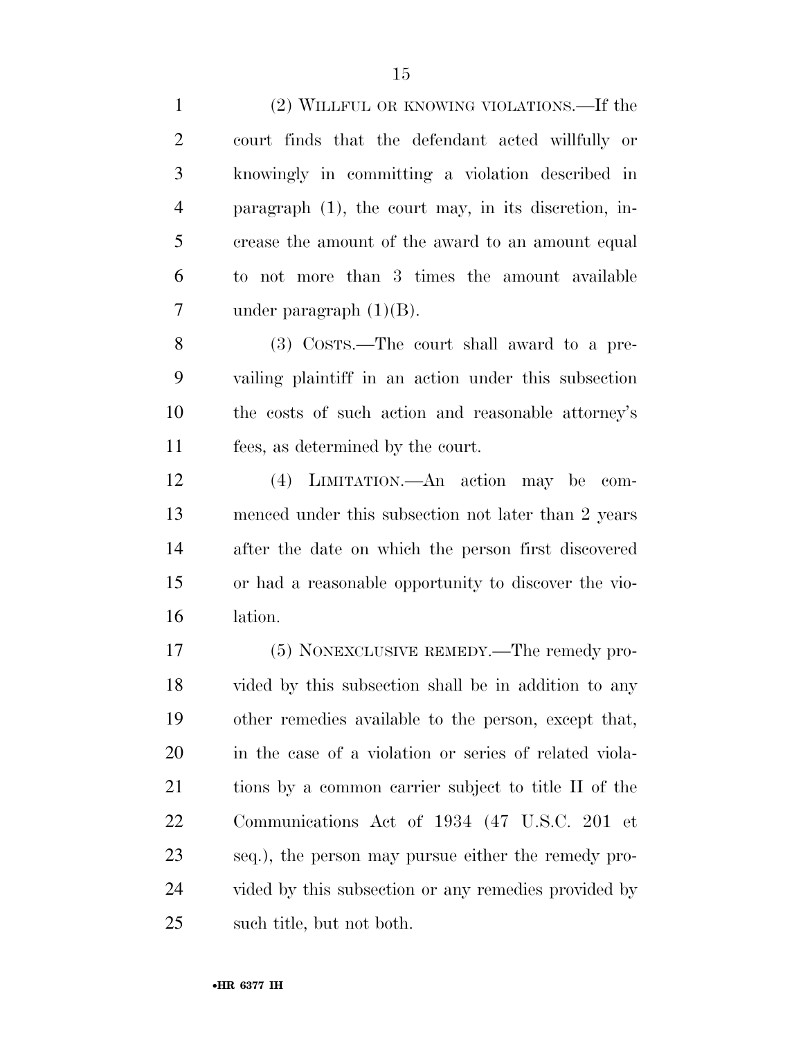(2) WILLFUL OR KNOWING VIOLATIONS.—If the court finds that the defendant acted willfully or knowingly in committing a violation described in paragraph (1), the court may, in its discretion, increase the amount of the award to an amount equal to not more than 3 times the amount available under paragraph (1)(B).

(3) COSTS.—The court shall award to a prevailing plaintiff in an action under this subsection the costs of such action and reasonable attorney's fees, as determined by the court.

(4) LIMITATION.—An action may be commenced under this subsection not later than 2 years after the date on which the person first discovered or had a reasonable opportunity to discover the violation.

(5) NONEXCLUSIVE REMEDY.—The remedy provided by this subsection shall be in addition to any other remedies available to the person, except that, in the case of a violation or series of related violations by a common carrier subject to title II of the Communications Act of 1934 (47 U.S.C. 201 et seq.), the person may pursue either the remedy provided by this subsection or any remedies provided by such title, but not both.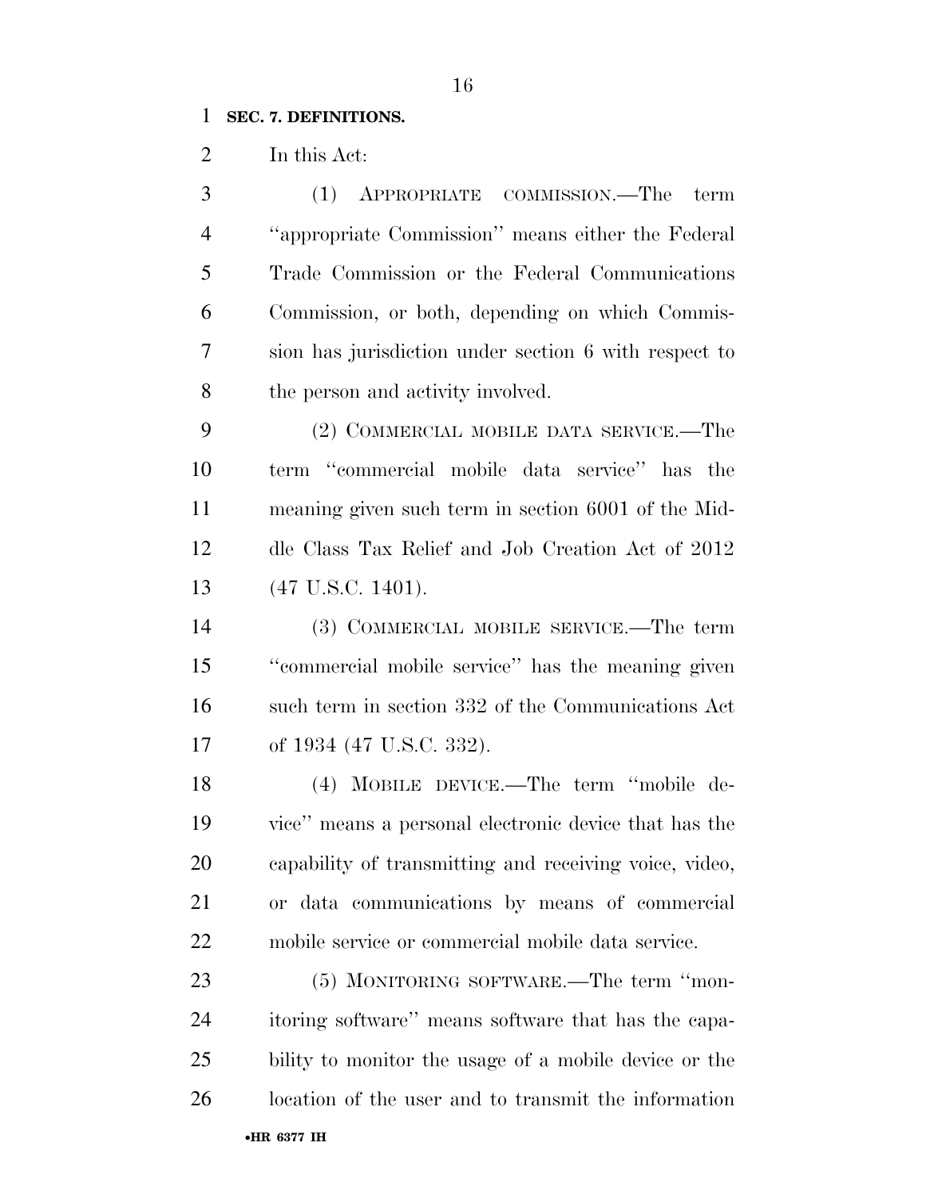**SEC. 7. DEFINITIONS.**

In this Act:

(1) APPROPRIATE COMMISSION.—The term "appropriate Commission" means either the Federal Trade Commission or the Federal Communications Commission, or both, depending on which Commission has jurisdiction under section 6 with respect to the person and activity involved.

(2) COMMERCIAL MOBILE DATA SERVICE.—The term "commercial mobile data service" has the meaning given such term in section 6001 of the Middle Class Tax Relief and Job Creation Act of 2012 (47 U.S.C. 1401).

(3) COMMERCIAL MOBILE SERVICE.—The term "commercial mobile service" has the meaning given such term in section 332 of the Communications Act of 1934 (47 U.S.C. 332).

(4) MOBILE DEVICE.—The term "mobile device" means a personal electronic device that has the capability of transmitting and receiving voice, video, or data communications by means of commercial mobile service or commercial mobile data service.

(5) MONITORING SOFTWARE.—The term "monitoring software" means software that has the capability to monitor the usage of a mobile device or the location of the user and to transmit the information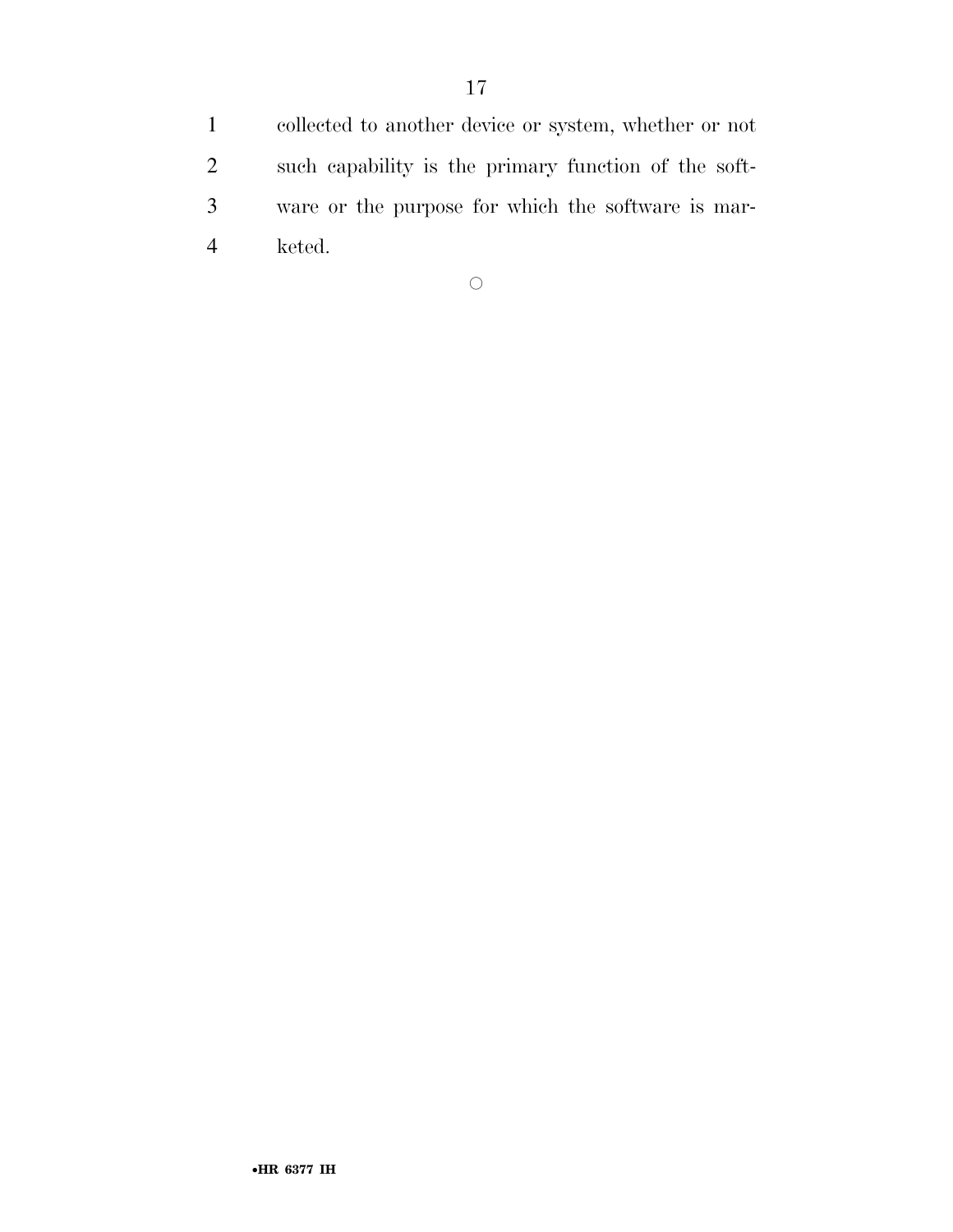collected to another device or system, whether or not such capability is the primary function of the software or the purpose for which the software is marketed.